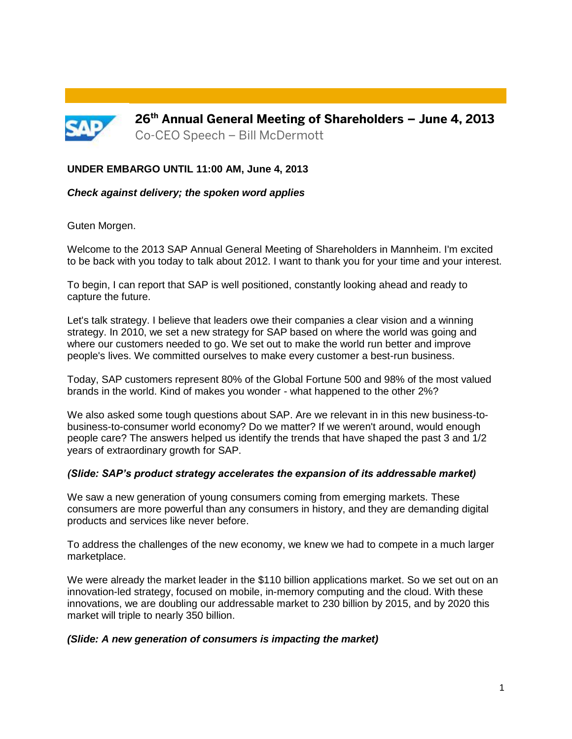# 26th Annual General Meeting of Shareholders – June 4, 2013

Co-CEO Speech – Bill McDermott

**UNDER EMBARGO UNTIL 11:00 AM, June 4, 2013**

***Check against delivery; the spoken word applies***

Guten Morgen.

Welcome to the 2013 SAP Annual General Meeting of Shareholders in Mannheim. I'm excited to be back with you today to talk about 2012. I want to thank you for your time and your interest.

To begin, I can report that SAP is well positioned, constantly looking ahead and ready to capture the future.

Let's talk strategy. I believe that leaders owe their companies a clear vision and a winning strategy. In 2010, we set a new strategy for SAP based on where the world was going and where our customers needed to go. We set out to make the world run better and improve people's lives. We committed ourselves to make every customer a best-run business.

Today, SAP customers represent 80% of the Global Fortune 500 and 98% of the most valued brands in the world. Kind of makes you wonder - what happened to the other 2%?

We also asked some tough questions about SAP. Are we relevant in in this new business-to-business-to-consumer world economy? Do we matter? If we weren't around, would enough people care? The answers helped us identify the trends that have shaped the past 3 and 1/2 years of extraordinary growth for SAP.

***(Slide: SAP's product strategy accelerates the expansion of its addressable market)***

We saw a new generation of young consumers coming from emerging markets. These consumers are more powerful than any consumers in history, and they are demanding digital products and services like never before.

To address the challenges of the new economy, we knew we had to compete in a much larger marketplace.

We were already the market leader in the $110 billion applications market. So we set out on an innovation-led strategy, focused on mobile, in-memory computing and the cloud. With these innovations, we are doubling our addressable market to 230 billion by 2015, and by 2020 this market will triple to nearly 350 billion.

***(Slide: A new generation of consumers is impacting the market)***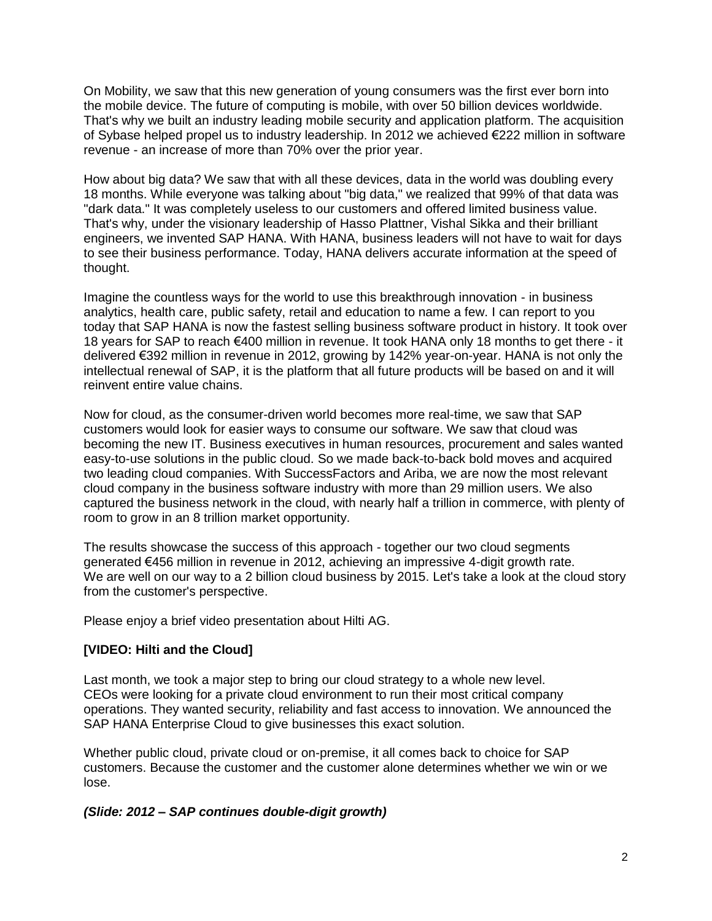On Mobility, we saw that this new generation of young consumers was the first ever born into the mobile device. The future of computing is mobile, with over 50 billion devices worldwide. That's why we built an industry leading mobile security and application platform. The acquisition of Sybase helped propel us to industry leadership. In 2012 we achieved €222 million in software revenue - an increase of more than 70% over the prior year.

How about big data? We saw that with all these devices, data in the world was doubling every 18 months. While everyone was talking about "big data," we realized that 99% of that data was "dark data." It was completely useless to our customers and offered limited business value. That's why, under the visionary leadership of Hasso Plattner, Vishal Sikka and their brilliant engineers, we invented SAP HANA. With HANA, business leaders will not have to wait for days to see their business performance. Today, HANA delivers accurate information at the speed of thought.

Imagine the countless ways for the world to use this breakthrough innovation - in business analytics, health care, public safety, retail and education to name a few. I can report to you today that SAP HANA is now the fastest selling business software product in history. It took over 18 years for SAP to reach €400 million in revenue. It took HANA only 18 months to get there - it delivered €392 million in revenue in 2012, growing by 142% year-on-year. HANA is not only the intellectual renewal of SAP, it is the platform that all future products will be based on and it will reinvent entire value chains.

Now for cloud, as the consumer-driven world becomes more real-time, we saw that SAP customers would look for easier ways to consume our software. We saw that cloud was becoming the new IT. Business executives in human resources, procurement and sales wanted easy-to-use solutions in the public cloud. So we made back-to-back bold moves and acquired two leading cloud companies. With SuccessFactors and Ariba, we are now the most relevant cloud company in the business software industry with more than 29 million users. We also captured the business network in the cloud, with nearly half a trillion in commerce, with plenty of room to grow in an 8 trillion market opportunity.

The results showcase the success of this approach - together our two cloud segments generated €456 million in revenue in 2012, achieving an impressive 4-digit growth rate. We are well on our way to a 2 billion cloud business by 2015. Let's take a look at the cloud story from the customer's perspective.

Please enjoy a brief video presentation about Hilti AG.

**[VIDEO: Hilti and the Cloud]**

Last month, we took a major step to bring our cloud strategy to a whole new level. CEOs were looking for a private cloud environment to run their most critical company operations. They wanted security, reliability and fast access to innovation. We announced the SAP HANA Enterprise Cloud to give businesses this exact solution.

Whether public cloud, private cloud or on-premise, it all comes back to choice for SAP customers. Because the customer and the customer alone determines whether we win or we lose.

***(Slide: 2012 – SAP continues double-digit growth)***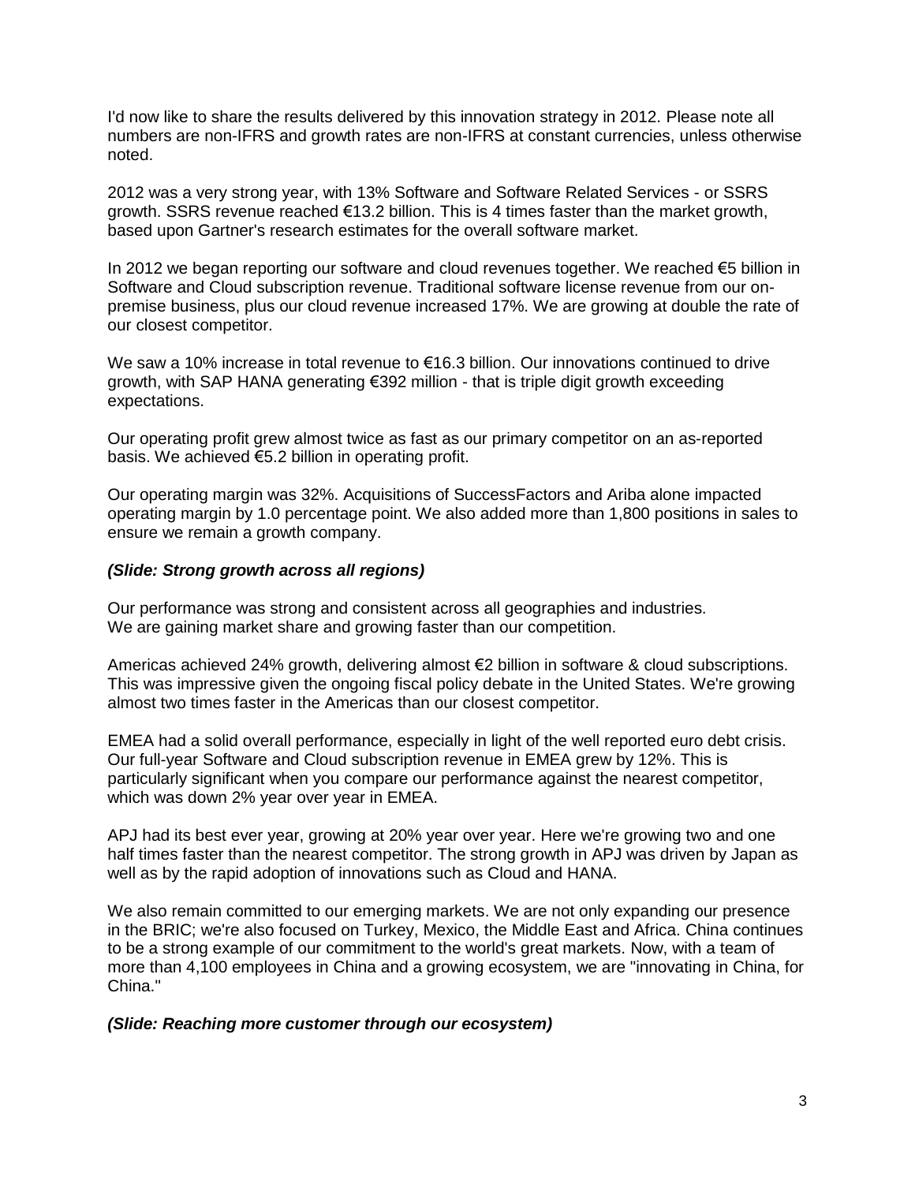I'd now like to share the results delivered by this innovation strategy in 2012. Please note all numbers are non-IFRS and growth rates are non-IFRS at constant currencies, unless otherwise noted.

2012 was a very strong year, with 13% Software and Software Related Services - or SSRS growth. SSRS revenue reached €13.2 billion. This is 4 times faster than the market growth, based upon Gartner's research estimates for the overall software market.

In 2012 we began reporting our software and cloud revenues together. We reached €5 billion in Software and Cloud subscription revenue. Traditional software license revenue from our on-premise business, plus our cloud revenue increased 17%. We are growing at double the rate of our closest competitor.

We saw a 10% increase in total revenue to €16.3 billion. Our innovations continued to drive growth, with SAP HANA generating €392 million - that is triple digit growth exceeding expectations.

Our operating profit grew almost twice as fast as our primary competitor on an as-reported basis. We achieved €5.2 billion in operating profit.

Our operating margin was 32%. Acquisitions of SuccessFactors and Ariba alone impacted operating margin by 1.0 percentage point. We also added more than 1,800 positions in sales to ensure we remain a growth company.

***(Slide: Strong growth across all regions)***

Our performance was strong and consistent across all geographies and industries.
We are gaining market share and growing faster than our competition.

Americas achieved 24% growth, delivering almost €2 billion in software & cloud subscriptions. This was impressive given the ongoing fiscal policy debate in the United States. We're growing almost two times faster in the Americas than our closest competitor.

EMEA had a solid overall performance, especially in light of the well reported euro debt crisis. Our full-year Software and Cloud subscription revenue in EMEA grew by 12%. This is particularly significant when you compare our performance against the nearest competitor, which was down 2% year over year in EMEA.

APJ had its best ever year, growing at 20% year over year. Here we're growing two and one half times faster than the nearest competitor. The strong growth in APJ was driven by Japan as well as by the rapid adoption of innovations such as Cloud and HANA.

We also remain committed to our emerging markets. We are not only expanding our presence in the BRIC; we're also focused on Turkey, Mexico, the Middle East and Africa. China continues to be a strong example of our commitment to the world's great markets. Now, with a team of more than 4,100 employees in China and a growing ecosystem, we are "innovating in China, for China."

***(Slide: Reaching more customer through our ecosystem)***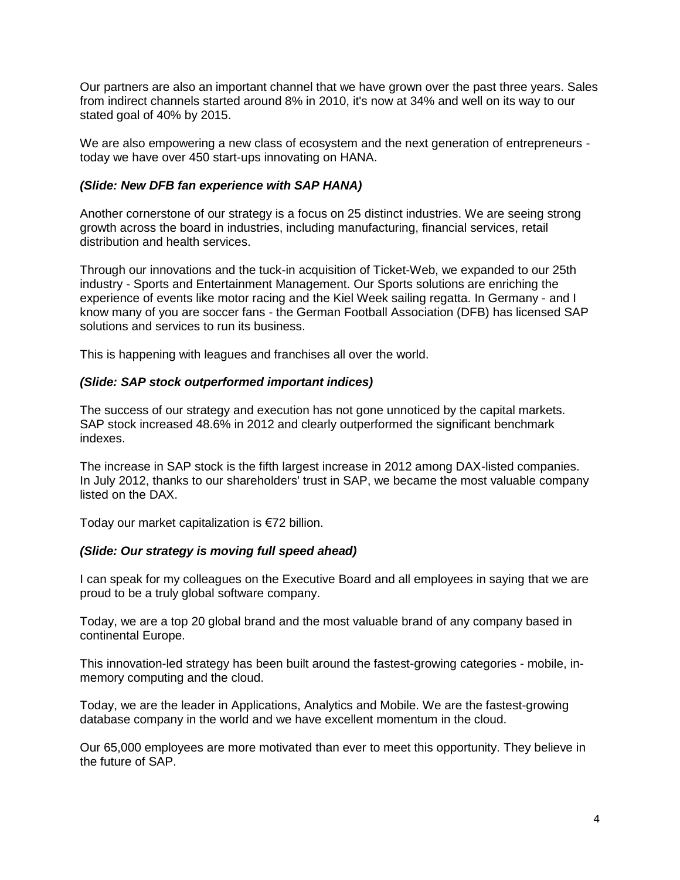Our partners are also an important channel that we have grown over the past three years. Sales from indirect channels started around 8% in 2010, it's now at 34% and well on its way to our stated goal of 40% by 2015.

We are also empowering a new class of ecosystem and the next generation of entrepreneurs - today we have over 450 start-ups innovating on HANA.

***(Slide: New DFB fan experience with SAP HANA)***

Another cornerstone of our strategy is a focus on 25 distinct industries. We are seeing strong growth across the board in industries, including manufacturing, financial services, retail distribution and health services.

Through our innovations and the tuck-in acquisition of Ticket-Web, we expanded to our 25th industry - Sports and Entertainment Management. Our Sports solutions are enriching the experience of events like motor racing and the Kiel Week sailing regatta. In Germany - and I know many of you are soccer fans - the German Football Association (DFB) has licensed SAP solutions and services to run its business.

This is happening with leagues and franchises all over the world.

***(Slide: SAP stock outperformed important indices)***

The success of our strategy and execution has not gone unnoticed by the capital markets. SAP stock increased 48.6% in 2012 and clearly outperformed the significant benchmark indexes.

The increase in SAP stock is the fifth largest increase in 2012 among DAX-listed companies. In July 2012, thanks to our shareholders' trust in SAP, we became the most valuable company listed on the DAX.

Today our market capitalization is €72 billion.

***(Slide: Our strategy is moving full speed ahead)***

I can speak for my colleagues on the Executive Board and all employees in saying that we are proud to be a truly global software company.

Today, we are a top 20 global brand and the most valuable brand of any company based in continental Europe.

This innovation-led strategy has been built around the fastest-growing categories - mobile, in-memory computing and the cloud.

Today, we are the leader in Applications, Analytics and Mobile. We are the fastest-growing database company in the world and we have excellent momentum in the cloud.

Our 65,000 employees are more motivated than ever to meet this opportunity. They believe in the future of SAP.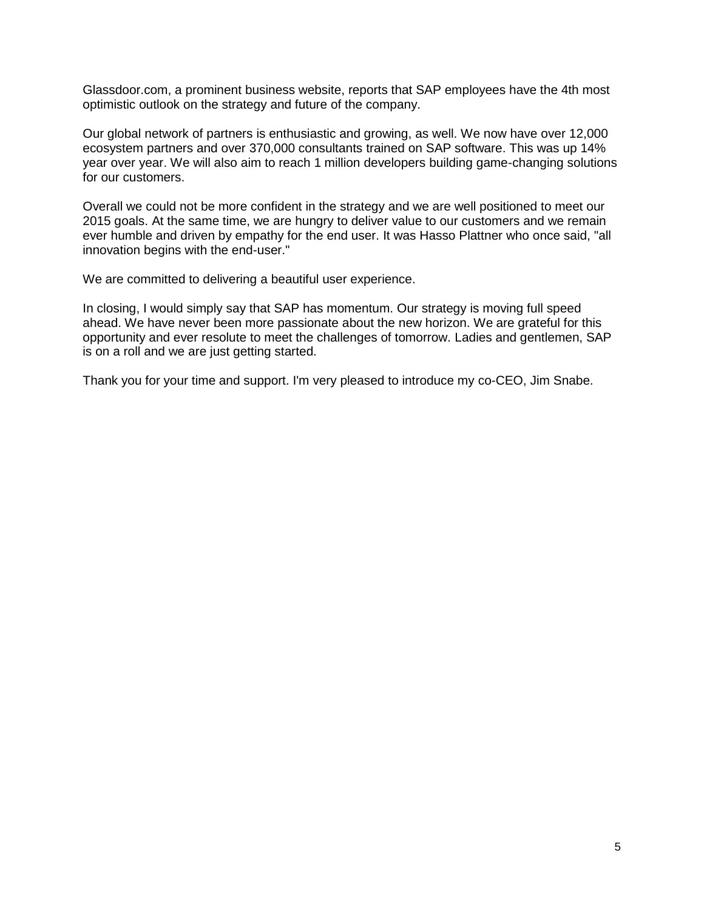Glassdoor.com, a prominent business website, reports that SAP employees have the 4th most optimistic outlook on the strategy and future of the company.

Our global network of partners is enthusiastic and growing, as well. We now have over 12,000 ecosystem partners and over 370,000 consultants trained on SAP software. This was up 14% year over year. We will also aim to reach 1 million developers building game-changing solutions for our customers.

Overall we could not be more confident in the strategy and we are well positioned to meet our 2015 goals. At the same time, we are hungry to deliver value to our customers and we remain ever humble and driven by empathy for the end user. It was Hasso Plattner who once said, "all innovation begins with the end-user."

We are committed to delivering a beautiful user experience.

In closing, I would simply say that SAP has momentum. Our strategy is moving full speed ahead. We have never been more passionate about the new horizon. We are grateful for this opportunity and ever resolute to meet the challenges of tomorrow. Ladies and gentlemen, SAP is on a roll and we are just getting started.

Thank you for your time and support. I'm very pleased to introduce my co-CEO, Jim Snabe.